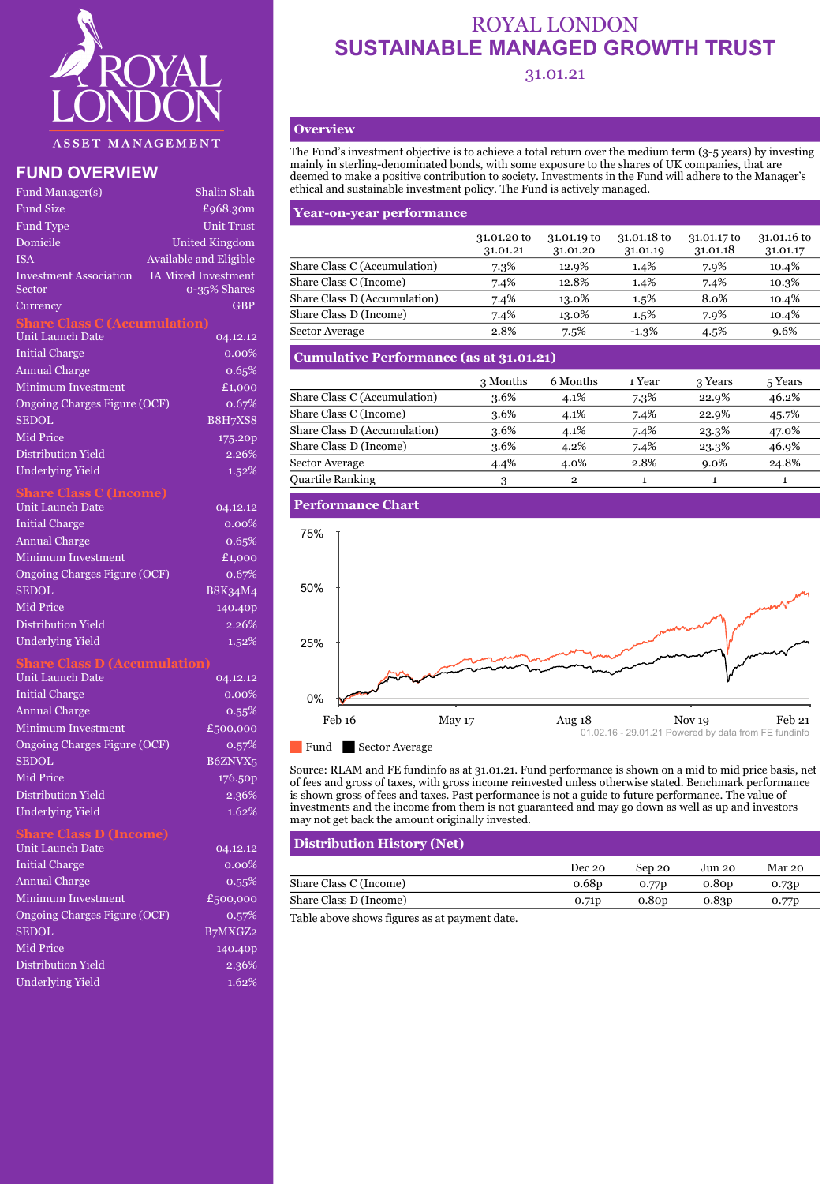# ROYAL LONDON SUSTAINABLE MANAGED GROWTH TRUST

31.01.21

ROYAL LONDON ASSET MANAGEMENT

## FUND OVERVIEW

| | |
|---|---|
| Fund Manager(s) | Shalin Shah |
| Fund Size | £968.30m |
| Fund Type | Unit Trust |
| Domicile | United Kingdom |
| ISA | Available and Eligible |
| Investment Association Sector | IA Mixed Investment 0-35% Shares |
| Currency | GBP |

### Share Class C (Accumulation)

| | |
|---|---|
| Unit Launch Date | 04.12.12 |
| Initial Charge | 0.00% |
| Annual Charge | 0.65% |
| Minimum Investment | £1,000 |
| Ongoing Charges Figure (OCF) | 0.67% |
| SEDOL | B8H7XS8 |
| Mid Price | 175.20p |
| Distribution Yield | 2.26% |
| Underlying Yield | 1.52% |

### Share Class C (Income)

| | |
|---|---|
| Unit Launch Date | 04.12.12 |
| Initial Charge | 0.00% |
| Annual Charge | 0.65% |
| Minimum Investment | £1,000 |
| Ongoing Charges Figure (OCF) | 0.67% |
| SEDOL | B8K34M4 |
| Mid Price | 140.40p |
| Distribution Yield | 2.26% |
| Underlying Yield | 1.52% |

### Share Class D (Accumulation)

| | |
|---|---|
| Unit Launch Date | 04.12.12 |
| Initial Charge | 0.00% |
| Annual Charge | 0.55% |
| Minimum Investment | £500,000 |
| Ongoing Charges Figure (OCF) | 0.57% |
| SEDOL | B6ZNVX5 |
| Mid Price | 176.50p |
| Distribution Yield | 2.36% |
| Underlying Yield | 1.62% |

### Share Class D (Income)

| | |
|---|---|
| Unit Launch Date | 04.12.12 |
| Initial Charge | 0.00% |
| Annual Charge | 0.55% |
| Minimum Investment | £500,000 |
| Ongoing Charges Figure (OCF) | 0.57% |
| SEDOL | B7MXGZ2 |
| Mid Price | 140.40p |
| Distribution Yield | 2.36% |
| Underlying Yield | 1.62% |

## Overview

The Fund's investment objective is to achieve a total return over the medium term (3-5 years) by investing mainly in sterling-denominated bonds, with some exposure to the shares of UK companies, that are deemed to make a positive contribution to society. Investments in the Fund will adhere to the Manager's ethical and sustainable investment policy. The Fund is actively managed.

## Year-on-year performance

| | 31.01.20 to 31.01.21 | 31.01.19 to 31.01.20 | 31.01.18 to 31.01.19 | 31.01.17 to 31.01.18 | 31.01.16 to 31.01.17 |
|---|---|---|---|---|---|
| Share Class C (Accumulation) | 7.3% | 12.9% | 1.4% | 7.9% | 10.4% |
| Share Class C (Income) | 7.4% | 12.8% | 1.4% | 7.4% | 10.3% |
| Share Class D (Accumulation) | 7.4% | 13.0% | 1.5% | 8.0% | 10.4% |
| Share Class D (Income) | 7.4% | 13.0% | 1.5% | 7.9% | 10.4% |
| Sector Average | 2.8% | 7.5% | -1.3% | 4.5% | 9.6% |

## Cumulative Performance (as at 31.01.21)

| | 3 Months | 6 Months | 1 Year | 3 Years | 5 Years |
|---|---|---|---|---|---|
| Share Class C (Accumulation) | 3.6% | 4.1% | 7.3% | 22.9% | 46.2% |
| Share Class C (Income) | 3.6% | 4.1% | 7.4% | 22.9% | 45.7% |
| Share Class D (Accumulation) | 3.6% | 4.1% | 7.4% | 23.3% | 47.0% |
| Share Class D (Income) | 3.6% | 4.2% | 7.4% | 23.3% | 46.9% |
| Sector Average | 4.4% | 4.0% | 2.8% | 9.0% | 24.8% |
| Quartile Ranking | 3 | 2 | 1 | 1 | 1 |

## Performance Chart

01.02.16 - 29.01.21 Powered by data from FE fundinfo

Fund ■ Sector Average

Source: RLAM and FE fundinfo as at 31.01.21. Fund performance is shown on a mid to mid price basis, net of fees and gross of taxes, with gross income reinvested unless otherwise stated. Benchmark performance is shown gross of fees and taxes. Past performance is not a guide to future performance. The value of investments and the income from them is not guaranteed and may go down as well as up and investors may not get back the amount originally invested.

## Distribution History (Net)

| | Dec 20 | Sep 20 | Jun 20 | Mar 20 |
|---|---|---|---|---|
| Share Class C (Income) | 0.68p | 0.77p | 0.80p | 0.73p |
| Share Class D (Income) | 0.71p | 0.80p | 0.83p | 0.77p |

Table above shows figures as at payment date.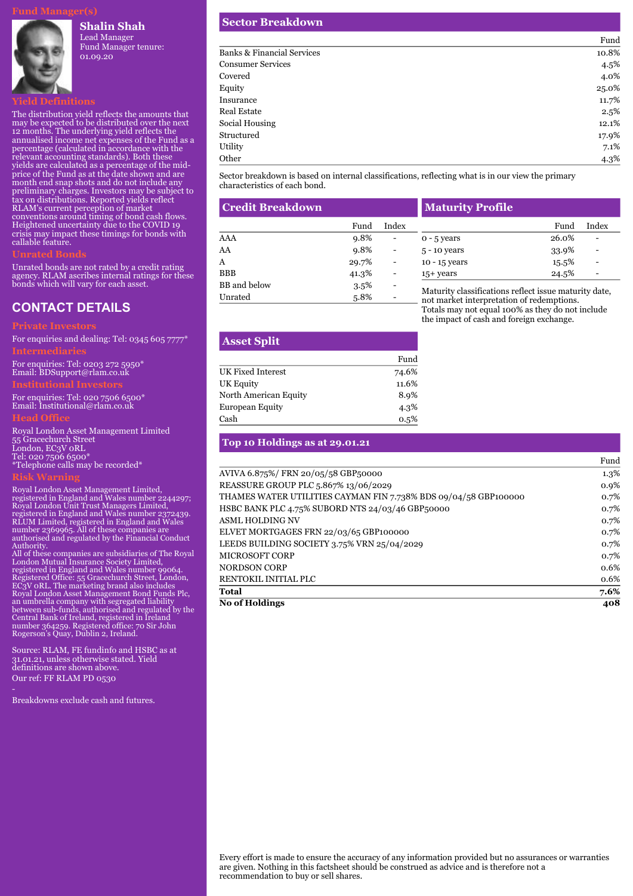## Fund Manager(s)

**Shalin Shah**
Lead Manager
Fund Manager tenure: 01.09.20

## Yield Definitions

The distribution yield reflects the amounts that may be expected to be distributed over the next 12 months. The underlying yield reflects the annualised income net expenses of the Fund as a percentage (calculated in accordance with the relevant accounting standards). Both these yields are calculated as a percentage of the mid-price of the Fund as at the date shown and are month end snap shots and do not include any preliminary charges. Investors may be subject to tax on distributions. Reported yields reflect RLAM's current perception of market conventions around timing of bond cash flows. Heightened uncertainty due to the COVID 19 crisis may impact these timings for bonds with callable feature.

## Unrated Bonds

Unrated bonds are not rated by a credit rating agency. RLAM ascribes internal ratings for these bonds which will vary for each asset.

# CONTACT DETAILS

## Private Investors

For enquiries and dealing: Tel: 0345 605 7777*

## Intermediaries

For enquiries: Tel: 0203 272 5950*
Email: BDSupport@rlam.co.uk

## Institutional Investors

For enquiries: Tel: 020 7506 6500*
Email: Institutional@rlam.co.uk

## Head Office

Royal London Asset Management Limited
55 Gracechurch Street
London, EC3V 0RL
Tel: 020 7506 6500*
*Telephone calls may be recorded*

## Risk Warning

Royal London Asset Management Limited, registered in England and Wales number 2244297; Royal London Unit Trust Managers Limited, registered in England and Wales number 2372439. RLUM Limited, registered in England and Wales number 2369965. All of these companies are authorised and regulated by the Financial Conduct Authority.
All of these companies are subsidiaries of The Royal London Mutual Insurance Society Limited, registered in England and Wales number 99064. Registered Office: 55 Gracechurch Street, London, EC3V 0RL. The marketing brand also includes Royal London Asset Management Bond Funds Plc, an umbrella company with segregated liability between sub-funds, authorised and regulated by the Central Bank of Ireland, registered in Ireland number 364259. Registered office: 70 Sir John Rogerson's Quay, Dublin 2, Ireland.

Source: RLAM, FE fundinfo and HSBC as at 31.01.21, unless otherwise stated. Yield definitions are shown above.
Our ref: FF RLAM PD 0530

-

Breakdowns exclude cash and futures.

## Sector Breakdown

| | Fund |
|---|---|
| Banks & Financial Services | 10.8% |
| Consumer Services | 4.5% |
| Covered | 4.0% |
| Equity | 25.0% |
| Insurance | 11.7% |
| Real Estate | 2.5% |
| Social Housing | 12.1% |
| Structured | 17.9% |
| Utility | 7.1% |
| Other | 4.3% |

Sector breakdown is based on internal classifications, reflecting what is in our view the primary characteristics of each bond.

## Credit Breakdown

| | Fund | Index |
|---|---|---|
| AAA | 9.8% | - |
| AA | 9.8% | - |
| A | 29.7% | - |
| BBB | 41.3% | - |
| BB and below | 3.5% | - |
| Unrated | 5.8% | - |

## Maturity Profile

| | Fund | Index |
|---|---|---|
| 0 - 5 years | 26.0% | - |
| 5 - 10 years | 33.9% | - |
| 10 - 15 years | 15.5% | - |
| 15+ years | 24.5% | - |

Maturity classifications reflect issue maturity date, not market interpretation of redemptions.
Totals may not equal 100% as they do not include the impact of cash and foreign exchange.

## Asset Split

| | Fund |
|---|---|
| UK Fixed Interest | 74.6% |
| UK Equity | 11.6% |
| North American Equity | 8.9% |
| European Equity | 4.3% |
| Cash | 0.5% |

## Top 10 Holdings as at 29.01.21

| | Fund |
|---|---|
| AVIVA 6.875%/ FRN 20/05/58 GBP50000 | 1.3% |
| REASSURE GROUP PLC 5.867% 13/06/2029 | 0.9% |
| THAMES WATER UTILITIES CAYMAN FIN 7.738% BDS 09/04/58 GBP100000 | 0.7% |
| HSBC BANK PLC 4.75% SUBORD NTS 24/03/46 GBP50000 | 0.7% |
| ASML HOLDING NV | 0.7% |
| ELVET MORTGAGES FRN 22/03/65 GBP100000 | 0.7% |
| LEEDS BUILDING SOCIETY 3.75% VRN 25/04/2029 | 0.7% |
| MICROSOFT CORP | 0.7% |
| NORDSON CORP | 0.6% |
| RENTOKIL INITIAL PLC | 0.6% |
| **Total** | **7.6%** |
| **No of Holdings** | **408** |

Every effort is made to ensure the accuracy of any information provided but no assurances or warranties are given. Nothing in this factsheet should be construed as advice and is therefore not a recommendation to buy or sell shares.